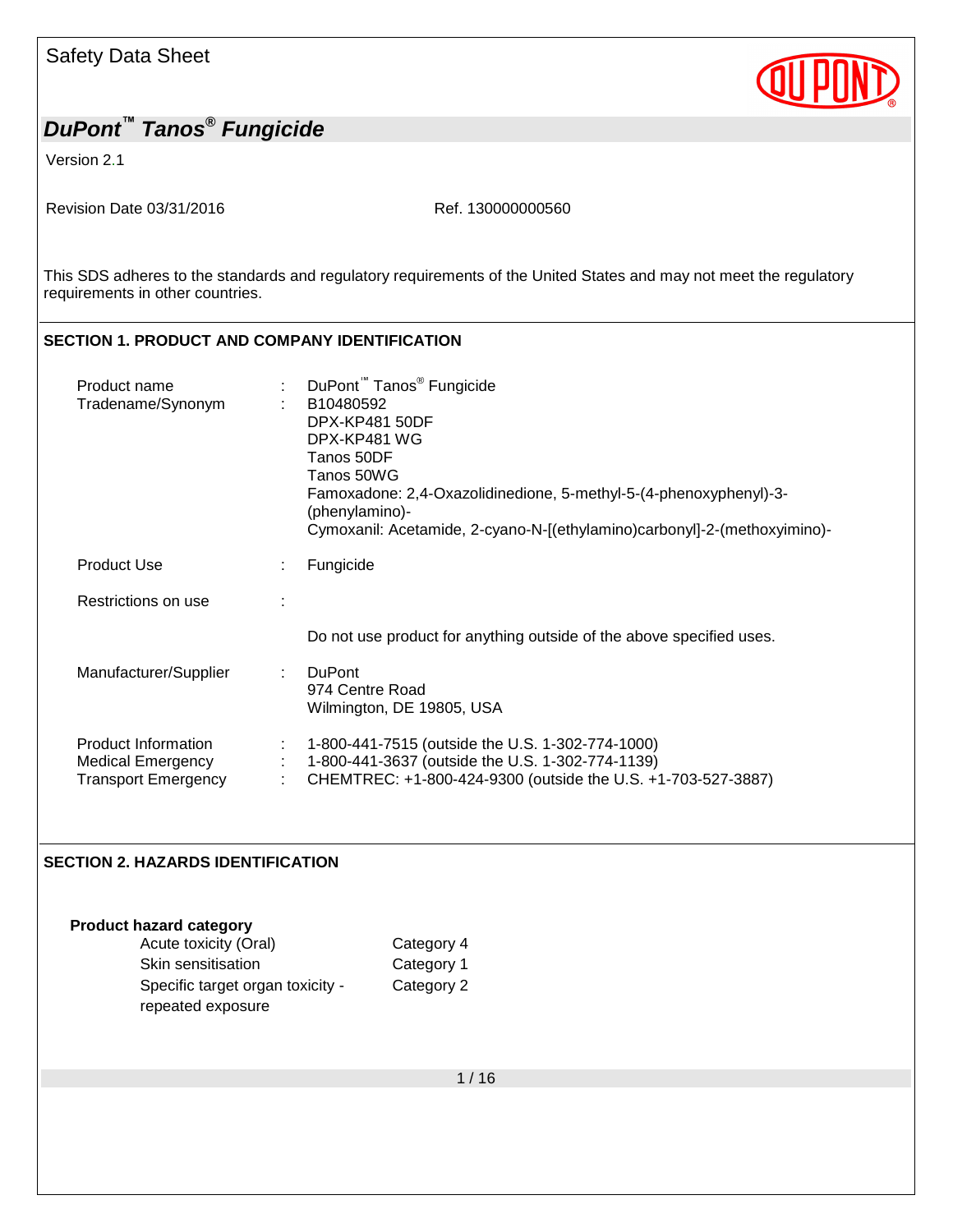Safety Data Sheet

# *DuPont™ Tanos® Fungicide*

Version 2.1

Revision Date 03/31/2016 Ref. 130000000560

This SDS adheres to the standards and regulatory requirements of the United States and may not meet the regulatory requirements in other countries.

## SECTION 1. PRODUCT AND COMPANY IDENTIFICATION

| | | |
|---|---|---|
| Product name | : | DuPont™ Tanos® Fungicide |
| Tradename/Synonym | : | B10480592<br>DPX-KP481 50DF<br>DPX-KP481 WG<br>Tanos 50DF<br>Tanos 50WG<br>Famoxadone: 2,4-Oxazolidinedione, 5-methyl-5-(4-phenoxyphenyl)-3-(phenylamino)-<br>Cymoxanil: Acetamide, 2-cyano-N-[(ethylamino)carbonyl]-2-(methoxyimino)- |
| Product Use | : | Fungicide |
| Restrictions on use | : | Do not use product for anything outside of the above specified uses. |
| Manufacturer/Supplier | : | DuPont<br>974 Centre Road<br>Wilmington, DE 19805, USA |
| Product Information | : | 1-800-441-7515 (outside the U.S. 1-302-774-1000) |
| Medical Emergency | : | 1-800-441-3637 (outside the U.S. 1-302-774-1139) |
| Transport Emergency | : | CHEMTREC: +1-800-424-9300 (outside the U.S. +1-703-527-3887) |

## SECTION 2. HAZARDS IDENTIFICATION

**Product hazard category**

| | |
|---|---|
| Acute toxicity (Oral) | Category 4 |
| Skin sensitisation | Category 1 |
| Specific target organ toxicity - repeated exposure | Category 2 |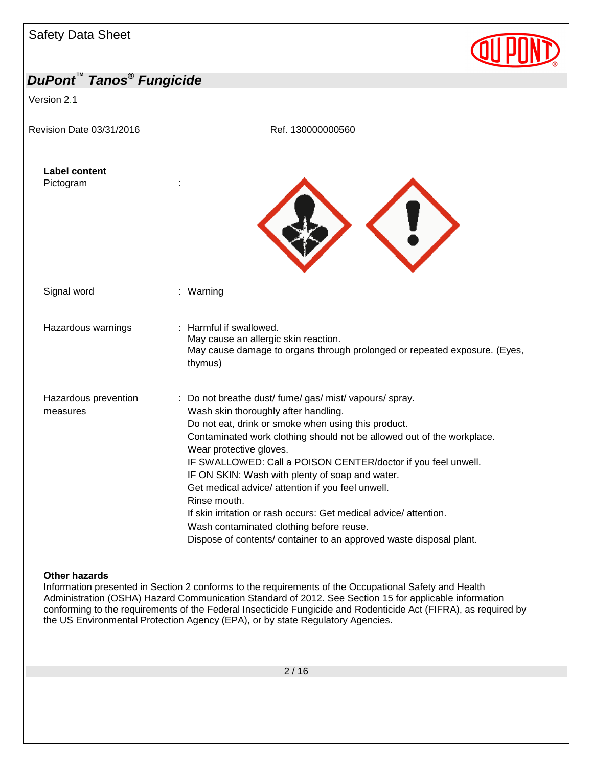**Label content**

Pictogram :

Signal word : Warning

Hazardous warnings : Harmful if swallowed.
May cause an allergic skin reaction.
May cause damage to organs through prolonged or repeated exposure. (Eyes, thymus)

Hazardous prevention measures : Do not breathe dust/ fume/ gas/ mist/ vapours/ spray.
Wash skin thoroughly after handling.
Do not eat, drink or smoke when using this product.
Contaminated work clothing should not be allowed out of the workplace.
Wear protective gloves.
IF SWALLOWED: Call a POISON CENTER/doctor if you feel unwell.
IF ON SKIN: Wash with plenty of soap and water.
Get medical advice/ attention if you feel unwell.
Rinse mouth.
If skin irritation or rash occurs: Get medical advice/ attention.
Wash contaminated clothing before reuse.
Dispose of contents/ container to an approved waste disposal plant.

**Other hazards**

Information presented in Section 2 conforms to the requirements of the Occupational Safety and Health Administration (OSHA) Hazard Communication Standard of 2012. See Section 15 for applicable information conforming to the requirements of the Federal Insecticide Fungicide and Rodenticide Act (FIFRA), as required by the US Environmental Protection Agency (EPA), or by state Regulatory Agencies.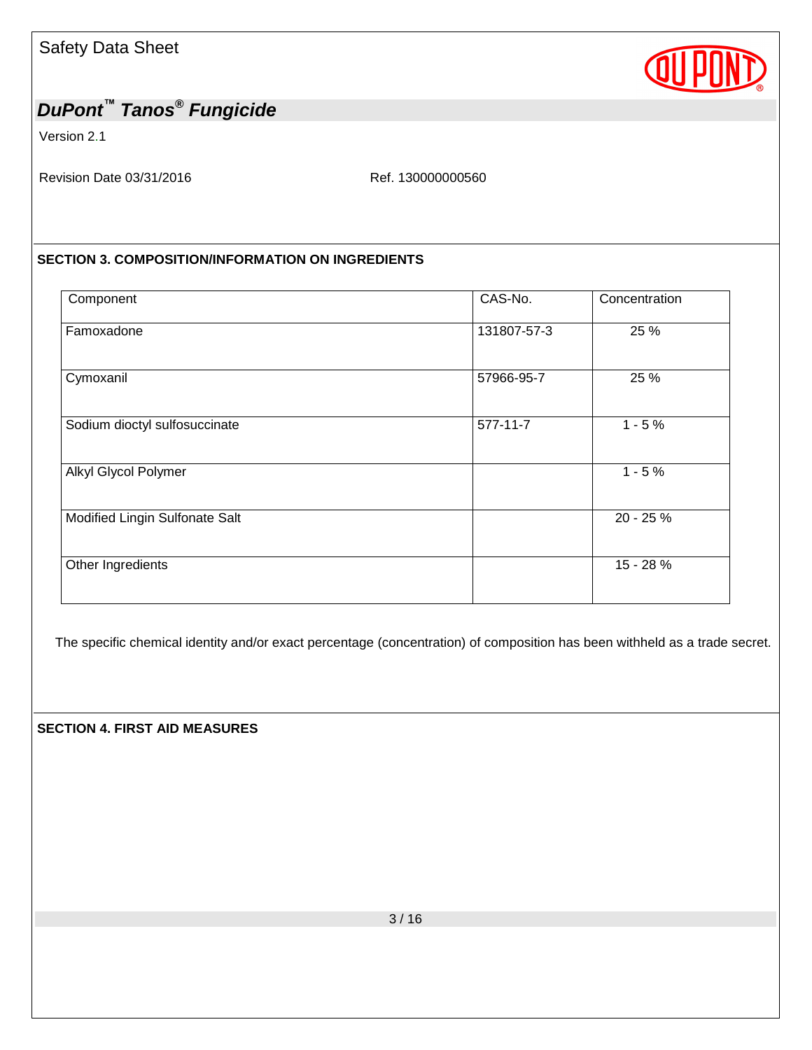## SECTION 3. COMPOSITION/INFORMATION ON INGREDIENTS

| Component | CAS-No. | Concentration |
|---|---|---|
| Famoxadone | 131807-57-3 | 25 % |
| Cymoxanil | 57966-95-7 | 25 % |
| Sodium dioctyl sulfosuccinate | 577-11-7 | 1 - 5 % |
| Alkyl Glycol Polymer | | 1 - 5 % |
| Modified Lingin Sulfonate Salt | | 20 - 25 % |
| Other Ingredients | | 15 - 28 % |

The specific chemical identity and/or exact percentage (concentration) of composition has been withheld as a trade secret.

## SECTION 4. FIRST AID MEASURES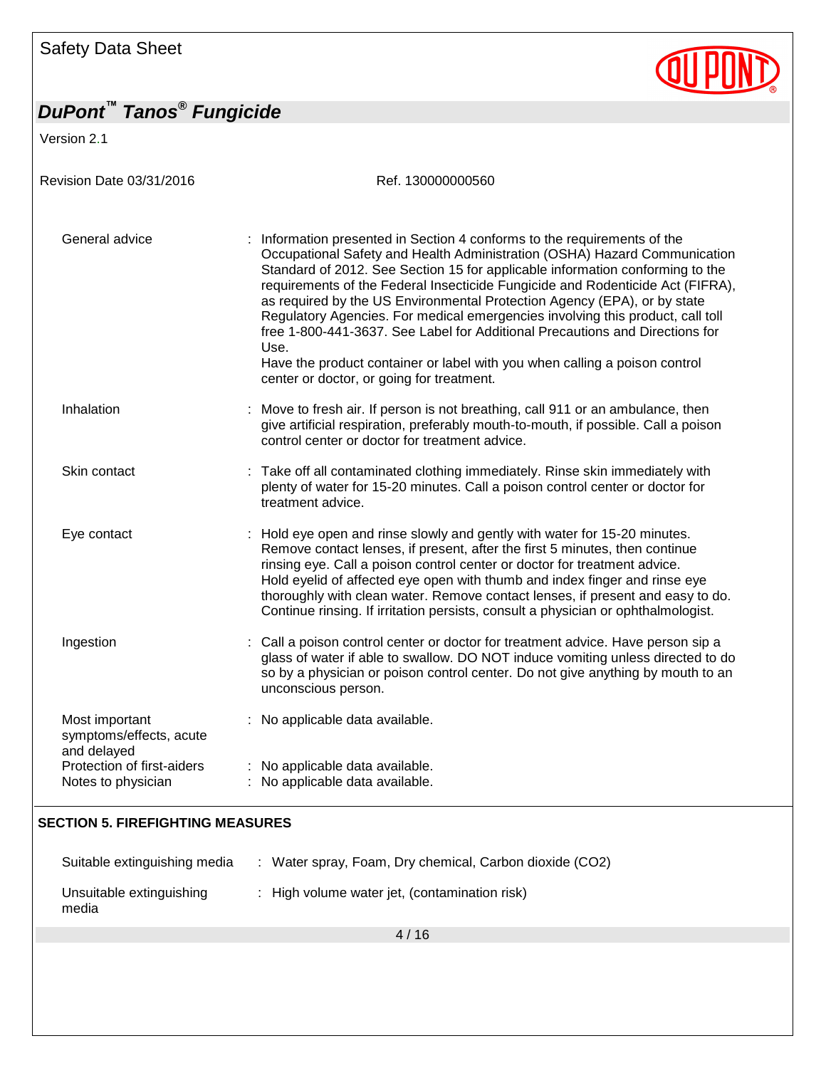| | |
|---|---|
| General advice | : Information presented in Section 4 conforms to the requirements of the Occupational Safety and Health Administration (OSHA) Hazard Communication Standard of 2012. See Section 15 for applicable information conforming to the requirements of the Federal Insecticide Fungicide and Rodenticide Act (FIFRA), as required by the US Environmental Protection Agency (EPA), or by state Regulatory Agencies. For medical emergencies involving this product, call toll free 1-800-441-3637. See Label for Additional Precautions and Directions for Use. Have the product container or label with you when calling a poison control center or doctor, or going for treatment. |
| Inhalation | : Move to fresh air. If person is not breathing, call 911 or an ambulance, then give artificial respiration, preferably mouth-to-mouth, if possible. Call a poison control center or doctor for treatment advice. |
| Skin contact | : Take off all contaminated clothing immediately. Rinse skin immediately with plenty of water for 15-20 minutes. Call a poison control center or doctor for treatment advice. |
| Eye contact | : Hold eye open and rinse slowly and gently with water for 15-20 minutes. Remove contact lenses, if present, after the first 5 minutes, then continue rinsing eye. Call a poison control center or doctor for treatment advice. Hold eyelid of affected eye open with thumb and index finger and rinse eye thoroughly with clean water. Remove contact lenses, if present and easy to do. Continue rinsing. If irritation persists, consult a physician or ophthalmologist. |
| Ingestion | : Call a poison control center or doctor for treatment advice. Have person sip a glass of water if able to swallow. DO NOT induce vomiting unless directed to do so by a physician or poison control center. Do not give anything by mouth to an unconscious person. |
| Most important symptoms/effects, acute and delayed | : No applicable data available. |
| Protection of first-aiders | : No applicable data available. |
| Notes to physician | : No applicable data available. |

## SECTION 5. FIREFIGHTING MEASURES

| | |
|---|---|
| Suitable extinguishing media | : Water spray, Foam, Dry chemical, Carbon dioxide ($CO_2$) |
| Unsuitable extinguishing media | : High volume water jet, (contamination risk) |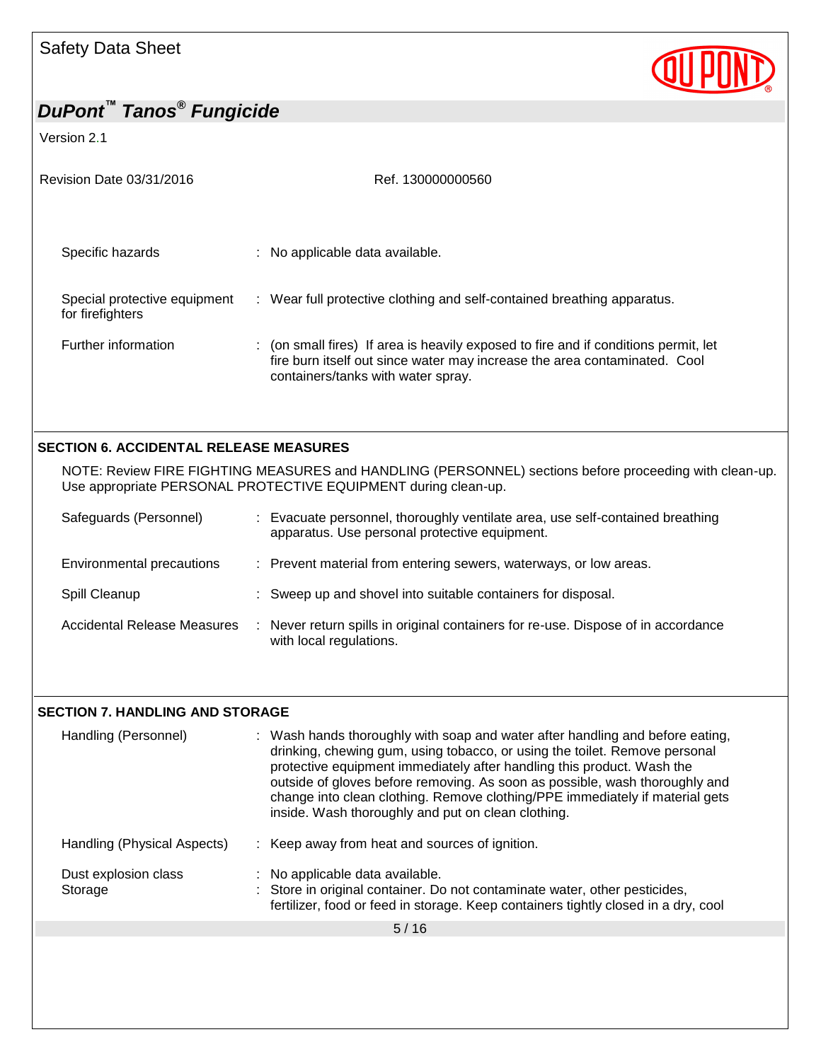| | |
|---|---|
| Specific hazards | : No applicable data available. |
| Special protective equipment for firefighters | : Wear full protective clothing and self-contained breathing apparatus. |
| Further information | : (on small fires) If area is heavily exposed to fire and if conditions permit, let fire burn itself out since water may increase the area contaminated. Cool containers/tanks with water spray. |

## SECTION 6. ACCIDENTAL RELEASE MEASURES

NOTE: Review FIRE FIGHTING MEASURES and HANDLING (PERSONNEL) sections before proceeding with clean-up. Use appropriate PERSONAL PROTECTIVE EQUIPMENT during clean-up.

| | |
|---|---|
| Safeguards (Personnel) | : Evacuate personnel, thoroughly ventilate area, use self-contained breathing apparatus. Use personal protective equipment. |
| Environmental precautions | : Prevent material from entering sewers, waterways, or low areas. |
| Spill Cleanup | : Sweep up and shovel into suitable containers for disposal. |
| Accidental Release Measures | : Never return spills in original containers for re-use. Dispose of in accordance with local regulations. |

## SECTION 7. HANDLING AND STORAGE

| | |
|---|---|
| Handling (Personnel) | : Wash hands thoroughly with soap and water after handling and before eating, drinking, chewing gum, using tobacco, or using the toilet. Remove personal protective equipment immediately after handling this product. Wash the outside of gloves before removing. As soon as possible, wash thoroughly and change into clean clothing. Remove clothing/PPE immediately if material gets inside. Wash thoroughly and put on clean clothing. |
| Handling (Physical Aspects) | : Keep away from heat and sources of ignition. |
| Dust explosion class | : No applicable data available. |
| Storage | : Store in original container. Do not contaminate water, other pesticides, fertilizer, food or feed in storage. Keep containers tightly closed in a dry, cool |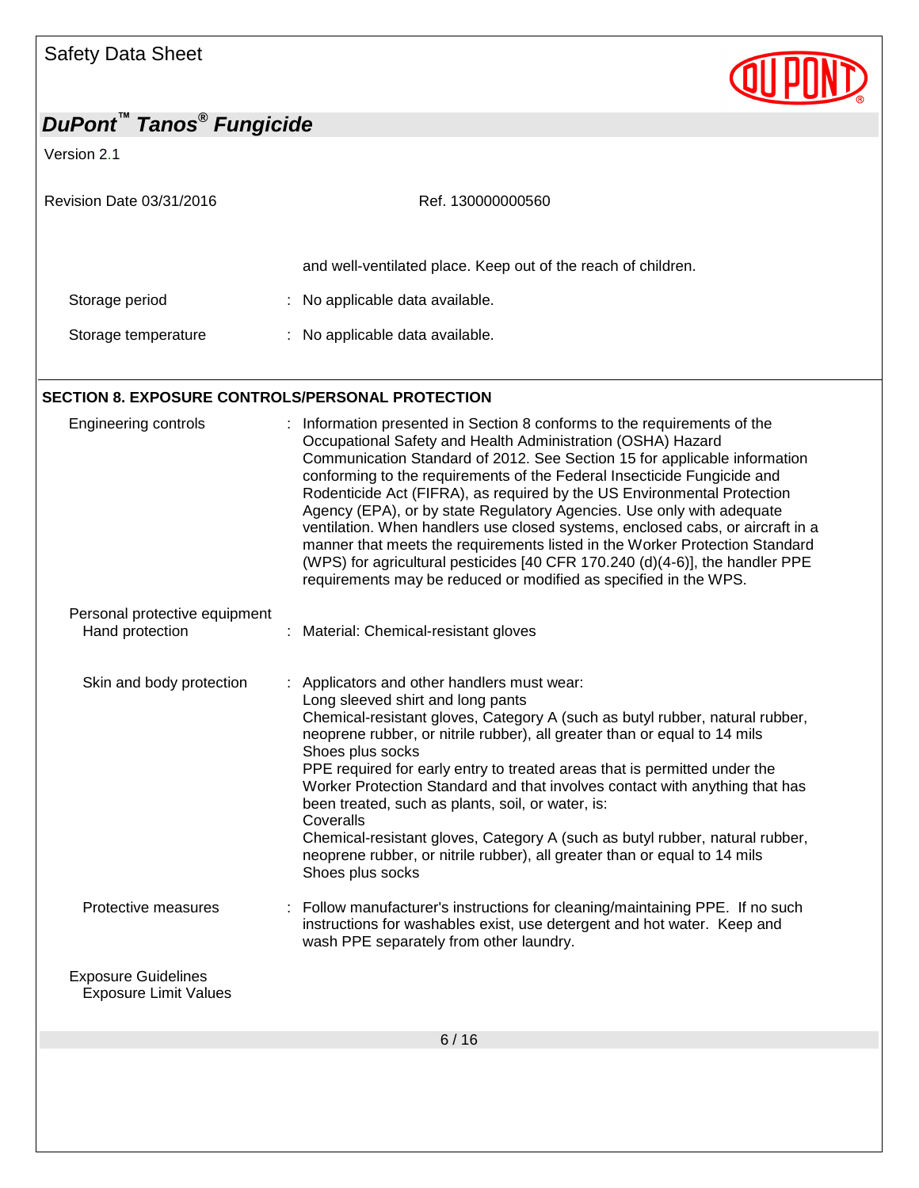and well-ventilated place. Keep out of the reach of children.

| | |
|---|---|
| Storage period | : No applicable data available. |
| Storage temperature | : No applicable data available. |

## SECTION 8. EXPOSURE CONTROLS/PERSONAL PROTECTION

**Engineering controls** : Information presented in Section 8 conforms to the requirements of the Occupational Safety and Health Administration (OSHA) Hazard Communication Standard of 2012. See Section 15 for applicable information conforming to the requirements of the Federal Insecticide Fungicide and Rodenticide Act (FIFRA), as required by the US Environmental Protection Agency (EPA), or by state Regulatory Agencies. Use only with adequate ventilation. When handlers use closed systems, enclosed cabs, or aircraft in a manner that meets the requirements listed in the Worker Protection Standard (WPS) for agricultural pesticides [40 CFR 170.240 (d)(4-6)], the handler PPE requirements may be reduced or modified as specified in the WPS.

**Personal protective equipment**

**Hand protection** : Material: Chemical-resistant gloves

**Skin and body protection** : Applicators and other handlers must wear:
Long sleeved shirt and long pants
Chemical-resistant gloves, Category A (such as butyl rubber, natural rubber, neoprene rubber, or nitrile rubber), all greater than or equal to 14 mils
Shoes plus socks
PPE required for early entry to treated areas that is permitted under the Worker Protection Standard and that involves contact with anything that has been treated, such as plants, soil, or water, is:
Coveralls
Chemical-resistant gloves, Category A (such as butyl rubber, natural rubber, neoprene rubber, or nitrile rubber), all greater than or equal to 14 mils
Shoes plus socks

**Protective measures** : Follow manufacturer's instructions for cleaning/maintaining PPE. If no such instructions for washables exist, use detergent and hot water. Keep and wash PPE separately from other laundry.

**Exposure Guidelines**

**Exposure Limit Values**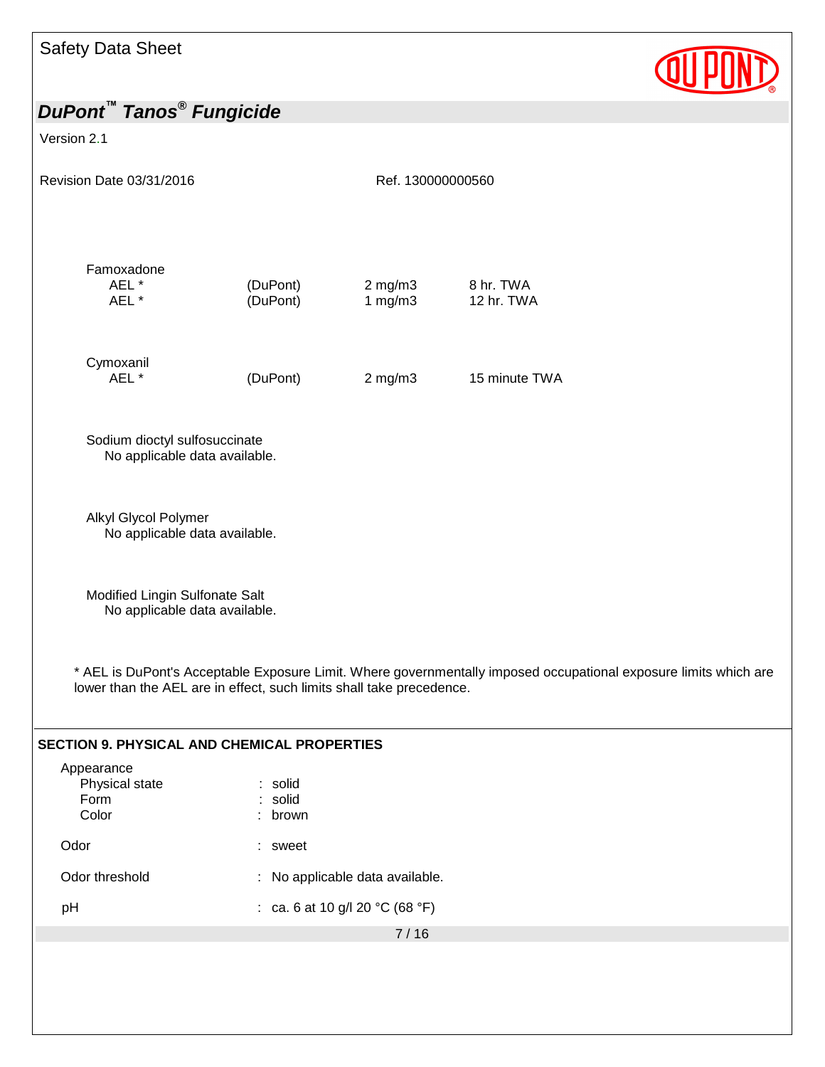Famoxadone

| | | | |
|---|---|---|---|
| AEL * | (DuPont) | 2 mg/m3 | 8 hr. TWA |
| AEL * | (DuPont) | 1 mg/m3 | 12 hr. TWA |

Cymoxanil

| | | | |
|---|---|---|---|
| AEL * | (DuPont) | 2 mg/m3 | 15 minute TWA |

Sodium dioctyl sulfosuccinate
No applicable data available.

Alkyl Glycol Polymer
No applicable data available.

Modified Lingin Sulfonate Salt
No applicable data available.

* AEL is DuPont's Acceptable Exposure Limit. Where governmentally imposed occupational exposure limits which are lower than the AEL are in effect, such limits shall take precedence.

## SECTION 9. PHYSICAL AND CHEMICAL PROPERTIES

Appearance
- Physical state : solid
- Form : solid
- Color : brown

Odor : sweet

Odor threshold : No applicable data available.

pH : ca. 6 at 10 g/l 20 °C (68 °F)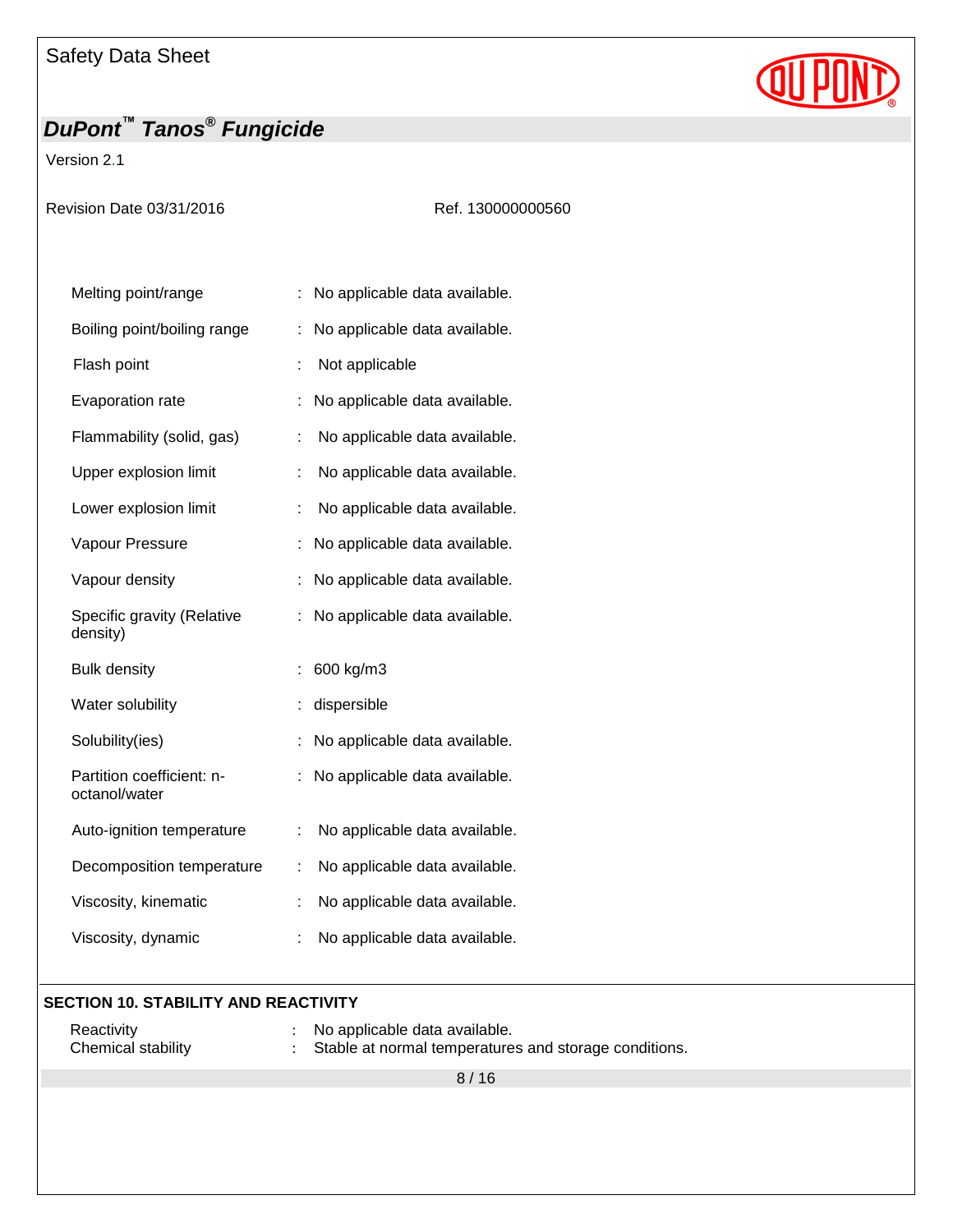| | | |
|---|---|---|
| Melting point/range | : | No applicable data available. |
| Boiling point/boiling range | : | No applicable data available. |
| Flash point | : | Not applicable |
| Evaporation rate | : | No applicable data available. |
| Flammability (solid, gas) | : | No applicable data available. |
| Upper explosion limit | : | No applicable data available. |
| Lower explosion limit | : | No applicable data available. |
| Vapour Pressure | : | No applicable data available. |
| Vapour density | : | No applicable data available. |
| Specific gravity (Relative density) | : | No applicable data available. |
| Bulk density | : | 600 kg/m3 |
| Water solubility | : | dispersible |
| Solubility(ies) | : | No applicable data available. |
| Partition coefficient: n-octanol/water | : | No applicable data available. |
| Auto-ignition temperature | : | No applicable data available. |
| Decomposition temperature | : | No applicable data available. |
| Viscosity, kinematic | : | No applicable data available. |
| Viscosity, dynamic | : | No applicable data available. |

## SECTION 10. STABILITY AND REACTIVITY

| | | |
|---|---|---|
| Reactivity | : | No applicable data available. |
| Chemical stability | : | Stable at normal temperatures and storage conditions. |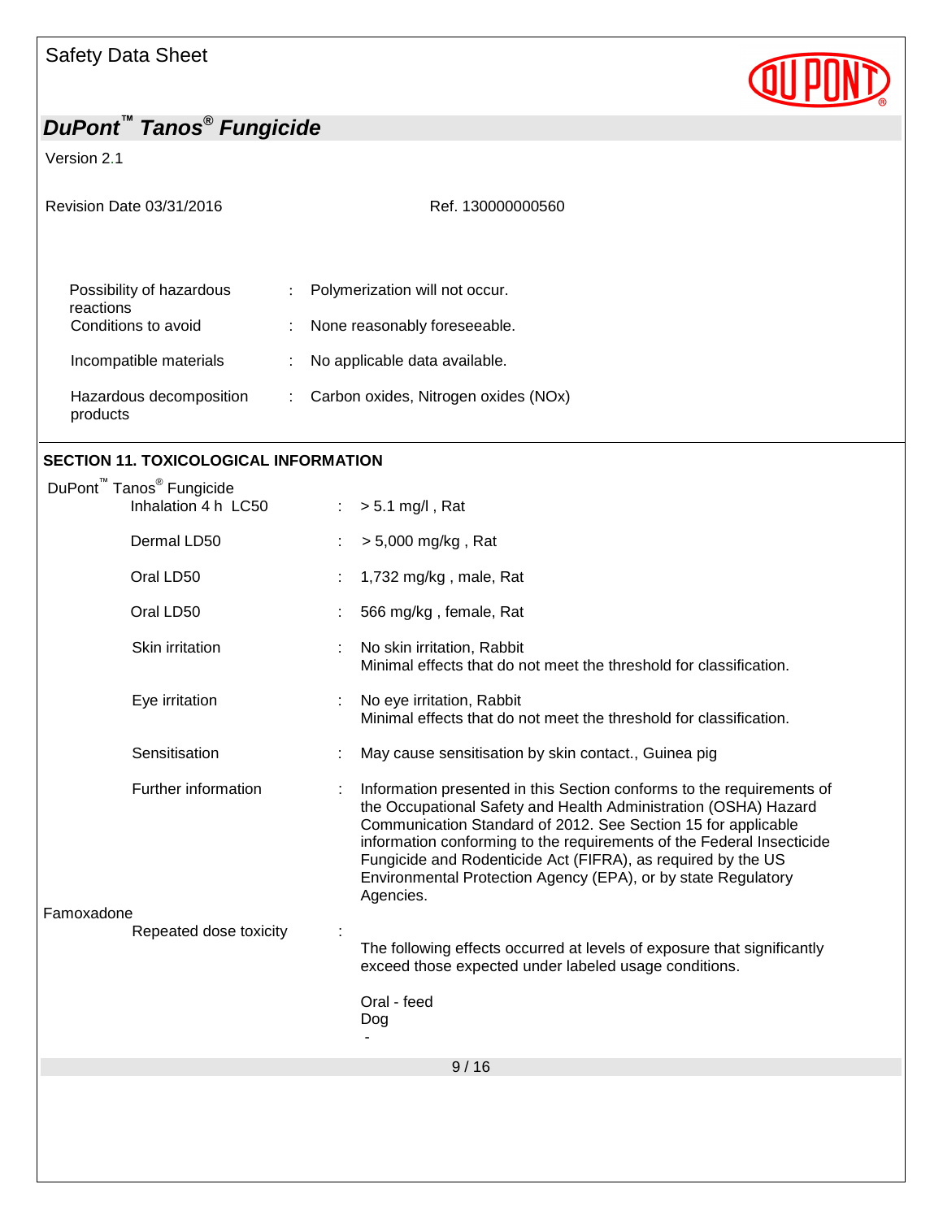| | | |
|---|---|---|
| Possibility of hazardous reactions | : | Polymerization will not occur. |
| Conditions to avoid | : | None reasonably foreseeable. |
| Incompatible materials | : | No applicable data available. |
| Hazardous decomposition products | : | Carbon oxides, Nitrogen oxides (NOx) |

## SECTION 11. TOXICOLOGICAL INFORMATION

DuPont™ Tanos® Fungicide

| | | |
|---|---|---|
| Inhalation 4 h LC50 | : | > 5.1 mg/l , Rat |
| Dermal LD50 | : | > 5,000 mg/kg , Rat |
| Oral LD50 | : | 1,732 mg/kg , male, Rat |
| Oral LD50 | : | 566 mg/kg , female, Rat |
| Skin irritation | : | No skin irritation, Rabbit<br>Minimal effects that do not meet the threshold for classification. |
| Eye irritation | : | No eye irritation, Rabbit<br>Minimal effects that do not meet the threshold for classification. |
| Sensitisation | : | May cause sensitisation by skin contact., Guinea pig |
| Further information | : | Information presented in this Section conforms to the requirements of the Occupational Safety and Health Administration (OSHA) Hazard Communication Standard of 2012. See Section 15 for applicable information conforming to the requirements of the Federal Insecticide Fungicide and Rodenticide Act (FIFRA), as required by the US Environmental Protection Agency (EPA), or by state Regulatory Agencies. |

Famoxadone

Repeated dose toxicity :

The following effects occurred at levels of exposure that significantly exceed those expected under labeled usage conditions.

Oral - feed
Dog
-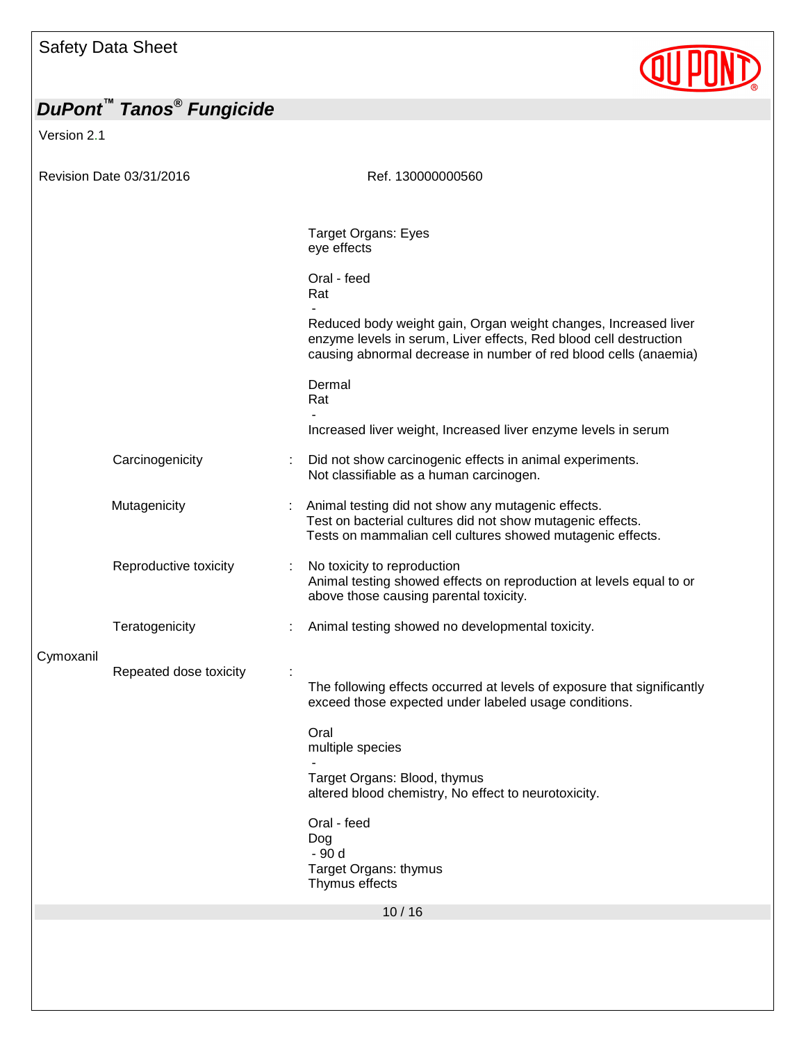Target Organs: Eyes
eye effects

Oral - feed
Rat
-
Reduced body weight gain, Organ weight changes, Increased liver enzyme levels in serum, Liver effects, Red blood cell destruction causing abnormal decrease in number of red blood cells (anaemia)

Dermal
Rat
-
Increased liver weight, Increased liver enzyme levels in serum

Carcinogenicity : Did not show carcinogenic effects in animal experiments.
Not classifiable as a human carcinogen.

Mutagenicity : Animal testing did not show any mutagenic effects.
Test on bacterial cultures did not show mutagenic effects.
Tests on mammalian cell cultures showed mutagenic effects.

Reproductive toxicity : No toxicity to reproduction
Animal testing showed effects on reproduction at levels equal to or above those causing parental toxicity.

Teratogenicity : Animal testing showed no developmental toxicity.

**Cymoxanil**

Repeated dose toxicity :

The following effects occurred at levels of exposure that significantly exceed those expected under labeled usage conditions.

Oral
multiple species
-
Target Organs: Blood, thymus
altered blood chemistry, No effect to neurotoxicity.

Oral - feed
Dog
- 90 d
Target Organs: thymus
Thymus effects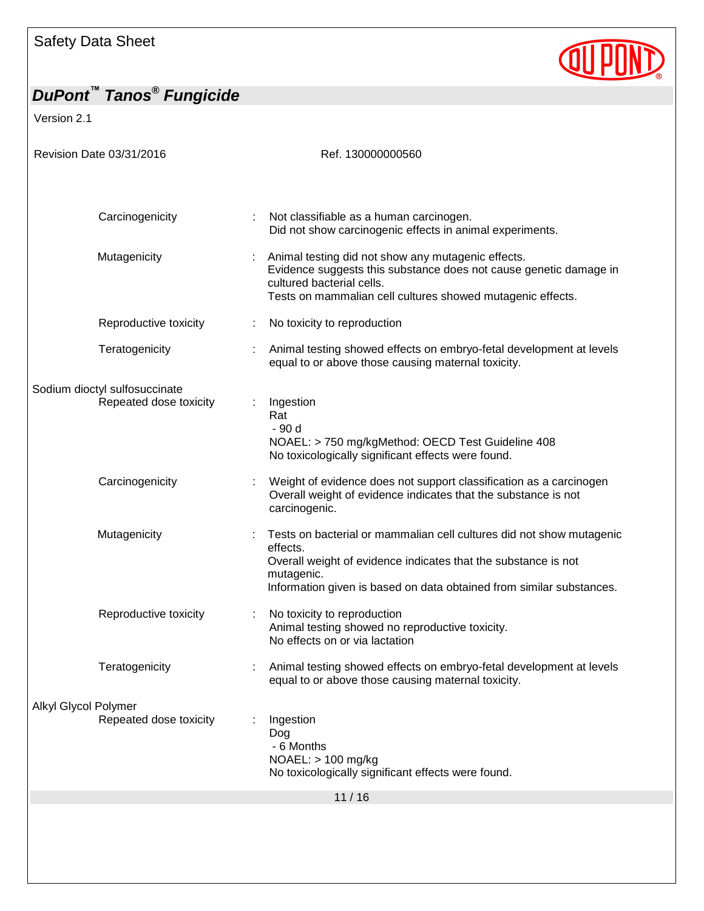| | | |
|---|---|---|
| Carcinogenicity | : | Not classifiable as a human carcinogen.<br>Did not show carcinogenic effects in animal experiments. |
| Mutagenicity | : | Animal testing did not show any mutagenic effects.<br>Evidence suggests this substance does not cause genetic damage in cultured bacterial cells.<br>Tests on mammalian cell cultures showed mutagenic effects. |
| Reproductive toxicity | : | No toxicity to reproduction |
| Teratogenicity | : | Animal testing showed effects on embryo-fetal development at levels equal to or above those causing maternal toxicity. |

Sodium dioctyl sulfosuccinate

| | | |
|---|---|---|
| Repeated dose toxicity | : | Ingestion<br>Rat<br>- 90 d<br>NOAEL: > 750 mg/kgMethod: OECD Test Guideline 408<br>No toxicologically significant effects were found. |
| Carcinogenicity | : | Weight of evidence does not support classification as a carcinogen<br>Overall weight of evidence indicates that the substance is not carcinogenic. |
| Mutagenicity | : | Tests on bacterial or mammalian cell cultures did not show mutagenic effects.<br>Overall weight of evidence indicates that the substance is not mutagenic.<br>Information given is based on data obtained from similar substances. |
| Reproductive toxicity | : | No toxicity to reproduction<br>Animal testing showed no reproductive toxicity.<br>No effects on or via lactation |
| Teratogenicity | : | Animal testing showed effects on embryo-fetal development at levels equal to or above those causing maternal toxicity. |

Alkyl Glycol Polymer

| | | |
|---|---|---|
| Repeated dose toxicity | : | Ingestion<br>Dog<br>- 6 Months<br>NOAEL: > 100 mg/kg<br>No toxicologically significant effects were found. |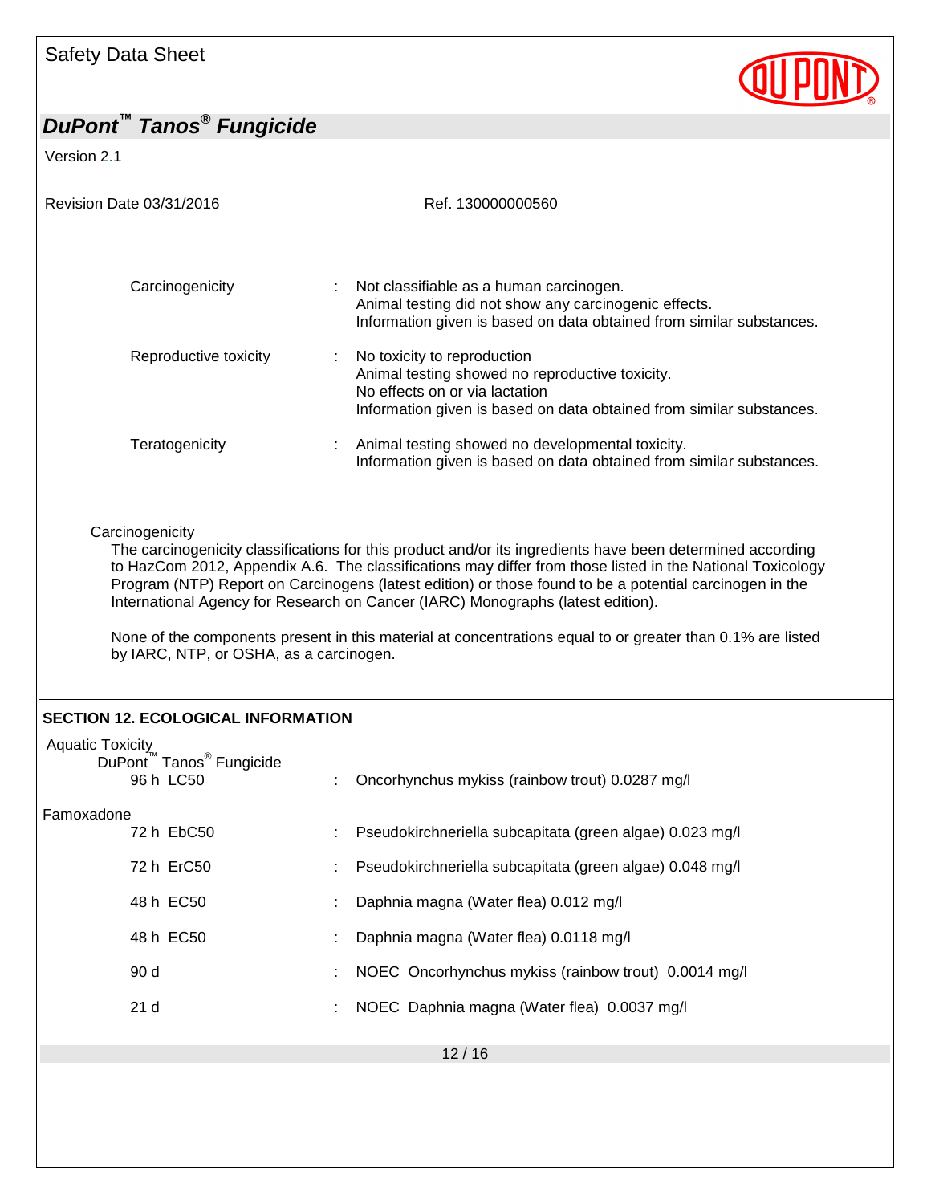Carcinogenicity : Not classifiable as a human carcinogen.
Animal testing did not show any carcinogenic effects.
Information given is based on data obtained from similar substances.

Reproductive toxicity : No toxicity to reproduction
Animal testing showed no reproductive toxicity.
No effects on or via lactation
Information given is based on data obtained from similar substances.

Teratogenicity : Animal testing showed no developmental toxicity.
Information given is based on data obtained from similar substances.

Carcinogenicity

The carcinogenicity classifications for this product and/or its ingredients have been determined according to HazCom 2012, Appendix A.6. The classifications may differ from those listed in the National Toxicology Program (NTP) Report on Carcinogens (latest edition) or those found to be a potential carcinogen in the International Agency for Research on Cancer (IARC) Monographs (latest edition).

None of the components present in this material at concentrations equal to or greater than 0.1% are listed by IARC, NTP, or OSHA, as a carcinogen.

## SECTION 12. ECOLOGICAL INFORMATION

Aquatic Toxicity

DuPont™ Tanos® Fungicide

96 h LC50 : Oncorhynchus mykiss (rainbow trout) 0.0287 mg/l

Famoxadone

72 h EbC50 : Pseudokirchneriella subcapitata (green algae) 0.023 mg/l

72 h ErC50 : Pseudokirchneriella subcapitata (green algae) 0.048 mg/l

48 h EC50 : Daphnia magna (Water flea) 0.012 mg/l

48 h EC50 : Daphnia magna (Water flea) 0.0118 mg/l

90 d : NOEC Oncorhynchus mykiss (rainbow trout) 0.0014 mg/l

21 d : NOEC Daphnia magna (Water flea) 0.0037 mg/l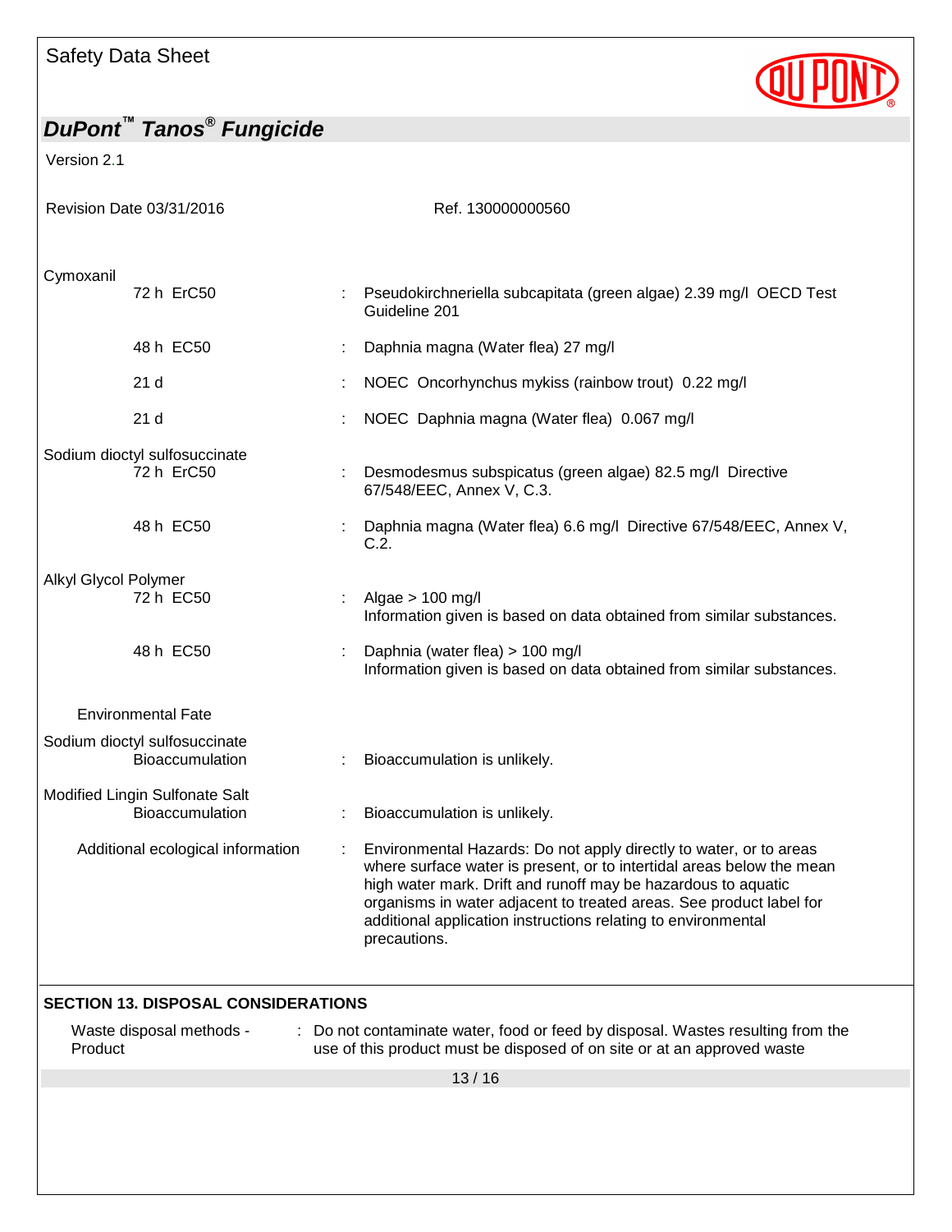Cymoxanil

| | | |
|---|---|---|
| 72 h ErC50 | : | Pseudokirchneriella subcapitata (green algae) 2.39 mg/l OECD Test Guideline 201 |
| 48 h EC50 | : | Daphnia magna (Water flea) 27 mg/l |
| 21 d | : | NOEC Oncorhynchus mykiss (rainbow trout) 0.22 mg/l |
| 21 d | : | NOEC Daphnia magna (Water flea) 0.067 mg/l |

Sodium dioctyl sulfosuccinate

| | | |
|---|---|---|
| 72 h ErC50 | : | Desmodesmus subspicatus (green algae) 82.5 mg/l Directive 67/548/EEC, Annex V, C.3. |
| 48 h EC50 | : | Daphnia magna (Water flea) 6.6 mg/l Directive 67/548/EEC, Annex V, C.2. |

Alkyl Glycol Polymer

| | | |
|---|---|---|
| 72 h EC50 | : | Algae > 100 mg/l<br>Information given is based on data obtained from similar substances. |
| 48 h EC50 | : | Daphnia (water flea) > 100 mg/l<br>Information given is based on data obtained from similar substances. |

**Environmental Fate**

Sodium dioctyl sulfosuccinate

| | | |
|---|---|---|
| Bioaccumulation | : | Bioaccumulation is unlikely. |

Modified Lingin Sulfonate Salt

| | | |
|---|---|---|
| Bioaccumulation | : | Bioaccumulation is unlikely. |

| | | |
|---|---|---|
| Additional ecological information | : | Environmental Hazards: Do not apply directly to water, or to areas where surface water is present, or to intertidal areas below the mean high water mark. Drift and runoff may be hazardous to aquatic organisms in water adjacent to treated areas. See product label for additional application instructions relating to environmental precautions. |

## SECTION 13. DISPOSAL CONSIDERATIONS

| | | |
|---|---|---|
| Waste disposal methods - Product | : | Do not contaminate water, food or feed by disposal. Wastes resulting from the use of this product must be disposed of on site or at an approved waste |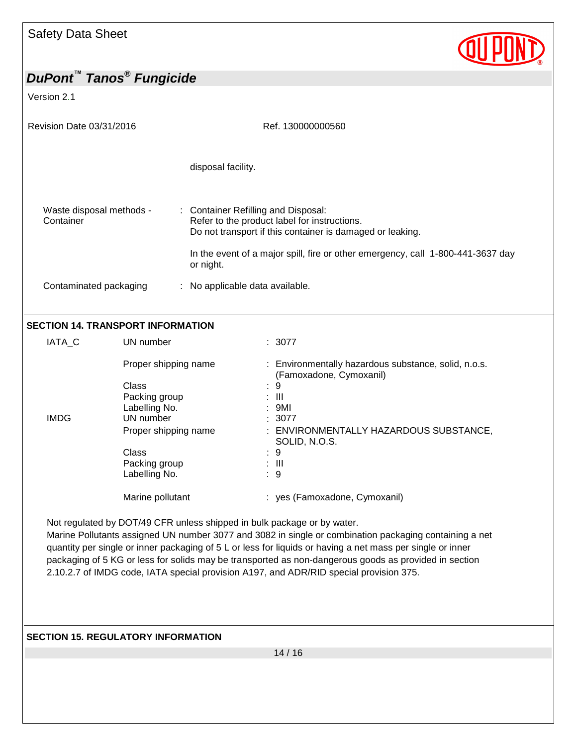disposal facility.

Waste disposal methods - Container : Container Refilling and Disposal:
Refer to the product label for instructions.
Do not transport if this container is damaged or leaking.

In the event of a major spill, fire or other emergency, call 1-800-441-3637 day or night.

Contaminated packaging : No applicable data available.

## SECTION 14. TRANSPORT INFORMATION

| | | |
|---|---|---|
| IATA_C | UN number | : 3077 |
| | Proper shipping name | : Environmentally hazardous substance, solid, n.o.s. (Famoxadone, Cymoxanil) |
| | Class | : 9 |
| | Packing group | : III |
| | Labelling No. | : 9MI |
| IMDG | UN number | : 3077 |
| | Proper shipping name | : ENVIRONMENTALLY HAZARDOUS SUBSTANCE, SOLID, N.O.S. |
| | Class | : 9 |
| | Packing group | : III |
| | Labelling No. | : 9 |
| | Marine pollutant | : yes (Famoxadone, Cymoxanil) |

Not regulated by DOT/49 CFR unless shipped in bulk package or by water.
Marine Pollutants assigned UN number 3077 and 3082 in single or combination packaging containing a net quantity per single or inner packaging of 5 L or less for liquids or having a net mass per single or inner packaging of 5 KG or less for solids may be transported as non-dangerous goods as provided in section 2.10.2.7 of IMDG code, IATA special provision A197, and ADR/RID special provision 375.

## SECTION 15. REGULATORY INFORMATION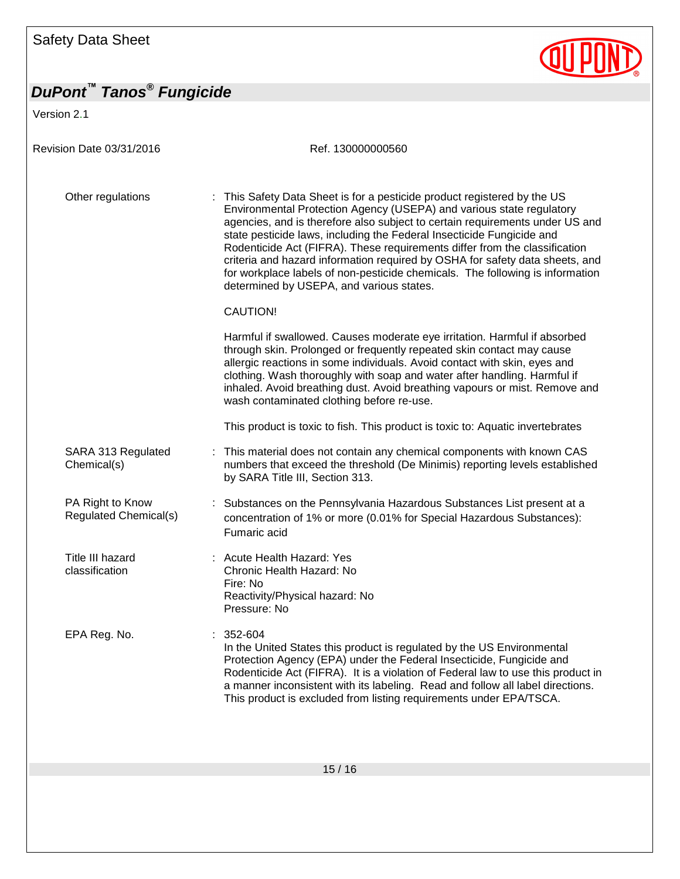| | | |
|---|---|---|
| Other regulations | : | This Safety Data Sheet is for a pesticide product registered by the US Environmental Protection Agency (USEPA) and various state regulatory agencies, and is therefore also subject to certain requirements under US and state pesticide laws, including the Federal Insecticide Fungicide and Rodenticide Act (FIFRA). These requirements differ from the classification criteria and hazard information required by OSHA for safety data sheets, and for workplace labels of non-pesticide chemicals. The following is information determined by USEPA, and various states.<br><br>CAUTION!<br><br>Harmful if swallowed. Causes moderate eye irritation. Harmful if absorbed through skin. Prolonged or frequently repeated skin contact may cause allergic reactions in some individuals. Avoid contact with skin, eyes and clothing. Wash thoroughly with soap and water after handling. Harmful if inhaled. Avoid breathing dust. Avoid breathing vapours or mist. Remove and wash contaminated clothing before re-use.<br><br>This product is toxic to fish. This product is toxic to: Aquatic invertebrates |
| SARA 313 Regulated Chemical(s) | : | This material does not contain any chemical components with known CAS numbers that exceed the threshold (De Minimis) reporting levels established by SARA Title III, Section 313. |
| PA Right to Know Regulated Chemical(s) | : | Substances on the Pennsylvania Hazardous Substances List present at a concentration of 1% or more (0.01% for Special Hazardous Substances): Fumaric acid |
| Title III hazard classification | : | Acute Health Hazard: Yes<br>Chronic Health Hazard: No<br>Fire: No<br>Reactivity/Physical hazard: No<br>Pressure: No |
| EPA Reg. No. | : | 352-604<br>In the United States this product is regulated by the US Environmental Protection Agency (EPA) under the Federal Insecticide, Fungicide and Rodenticide Act (FIFRA). It is a violation of Federal law to use this product in a manner inconsistent with its labeling. Read and follow all label directions. This product is excluded from listing requirements under EPA/TSCA. |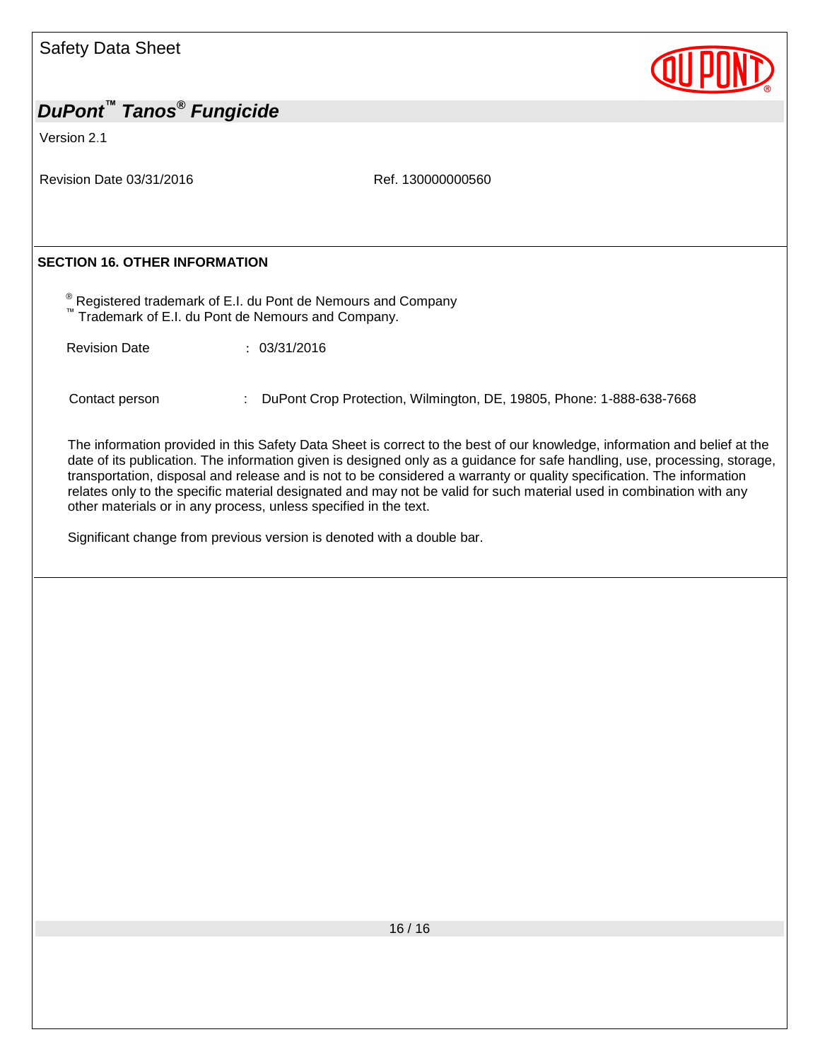## SECTION 16. OTHER INFORMATION

® Registered trademark of E.I. du Pont de Nemours and Company
™ Trademark of E.I. du Pont de Nemours and Company.

Revision Date : 03/31/2016

Contact person : DuPont Crop Protection, Wilmington, DE, 19805, Phone: 1-888-638-7668

The information provided in this Safety Data Sheet is correct to the best of our knowledge, information and belief at the date of its publication. The information given is designed only as a guidance for safe handling, use, processing, storage, transportation, disposal and release and is not to be considered a warranty or quality specification. The information relates only to the specific material designated and may not be valid for such material used in combination with any other materials or in any process, unless specified in the text.

Significant change from previous version is denoted with a double bar.